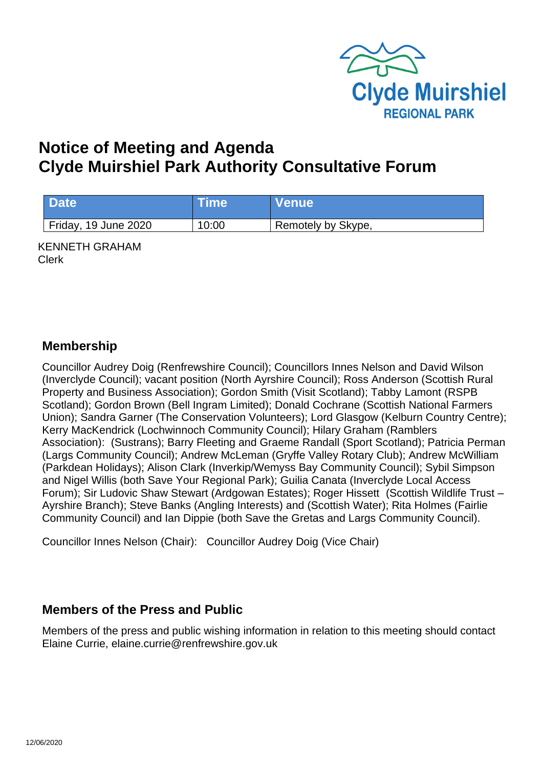Clyde Muirshiel
REGIONAL PARK

# Notice of Meeting and Agenda
# Clyde Muirshiel Park Authority Consultative Forum

| Date | Time | Venue |
|---|---|---|
| Friday, 19 June 2020 | 10:00 | Remotely by Skype, |

KENNETH GRAHAM
Clerk

## Membership

Councillor Audrey Doig (Renfrewshire Council); Councillors Innes Nelson and David Wilson (Inverclyde Council); vacant position (North Ayrshire Council); Ross Anderson (Scottish Rural Property and Business Association); Gordon Smith (Visit Scotland); Tabby Lamont (RSPB Scotland); Gordon Brown (Bell Ingram Limited); Donald Cochrane (Scottish National Farmers Union); Sandra Garner (The Conservation Volunteers); Lord Glasgow (Kelburn Country Centre); Kerry MacKendrick (Lochwinnoch Community Council); Hilary Graham (Ramblers Association): (Sustrans); Barry Fleeting and Graeme Randall (Sport Scotland); Patricia Perman (Largs Community Council); Andrew McLeman (Gryffe Valley Rotary Club); Andrew McWilliam (Parkdean Holidays); Alison Clark (Inverkip/Wemyss Bay Community Council); Sybil Simpson and Nigel Willis (both Save Your Regional Park); Guilia Canata (Inverclyde Local Access Forum); Sir Ludovic Shaw Stewart (Ardgowan Estates); Roger Hissett (Scottish Wildlife Trust – Ayrshire Branch); Steve Banks (Angling Interests) and (Scottish Water); Rita Holmes (Fairlie Community Council) and Ian Dippie (both Save the Gretas and Largs Community Council).

Councillor Innes Nelson (Chair): Councillor Audrey Doig (Vice Chair)

## Members of the Press and Public

Members of the press and public wishing information in relation to this meeting should contact Elaine Currie, elaine.currie@renfrewshire.gov.uk

12/06/2020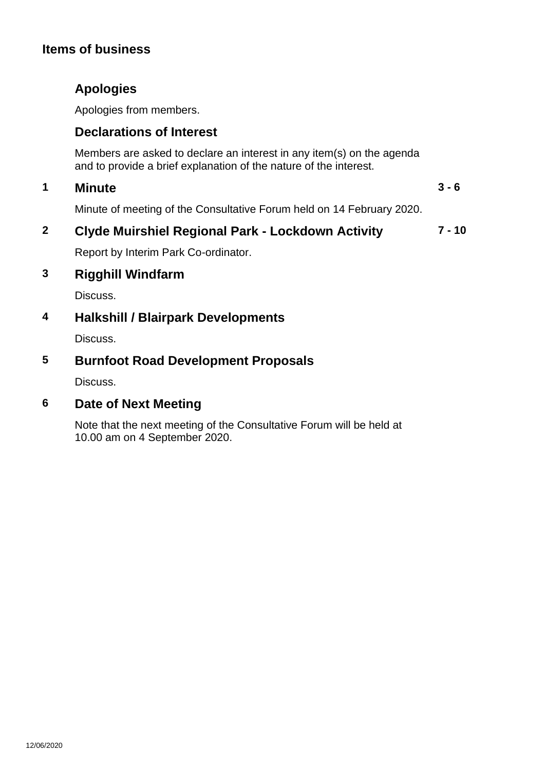## Items of business

### Apologies

Apologies from members.

### Declarations of Interest

Members are asked to declare an interest in any item(s) on the agenda and to provide a brief explanation of the nature of the interest.

| | | |
|---|---|---|
| **1** | **Minute**<br>Minute of meeting of the Consultative Forum held on 14 February 2020. | **3 - 6** |
| **2** | **Clyde Muirshiel Regional Park - Lockdown Activity**<br>Report by Interim Park Co-ordinator. | **7 - 10** |
| **3** | **Rigghill Windfarm**<br>Discuss. | |
| **4** | **Halkshill / Blairpark Developments**<br>Discuss. | |
| **5** | **Burnfoot Road Development Proposals**<br>Discuss. | |
| **6** | **Date of Next Meeting**<br>Note that the next meeting of the Consultative Forum will be held at 10.00 am on 4 September 2020. | |

12/06/2020